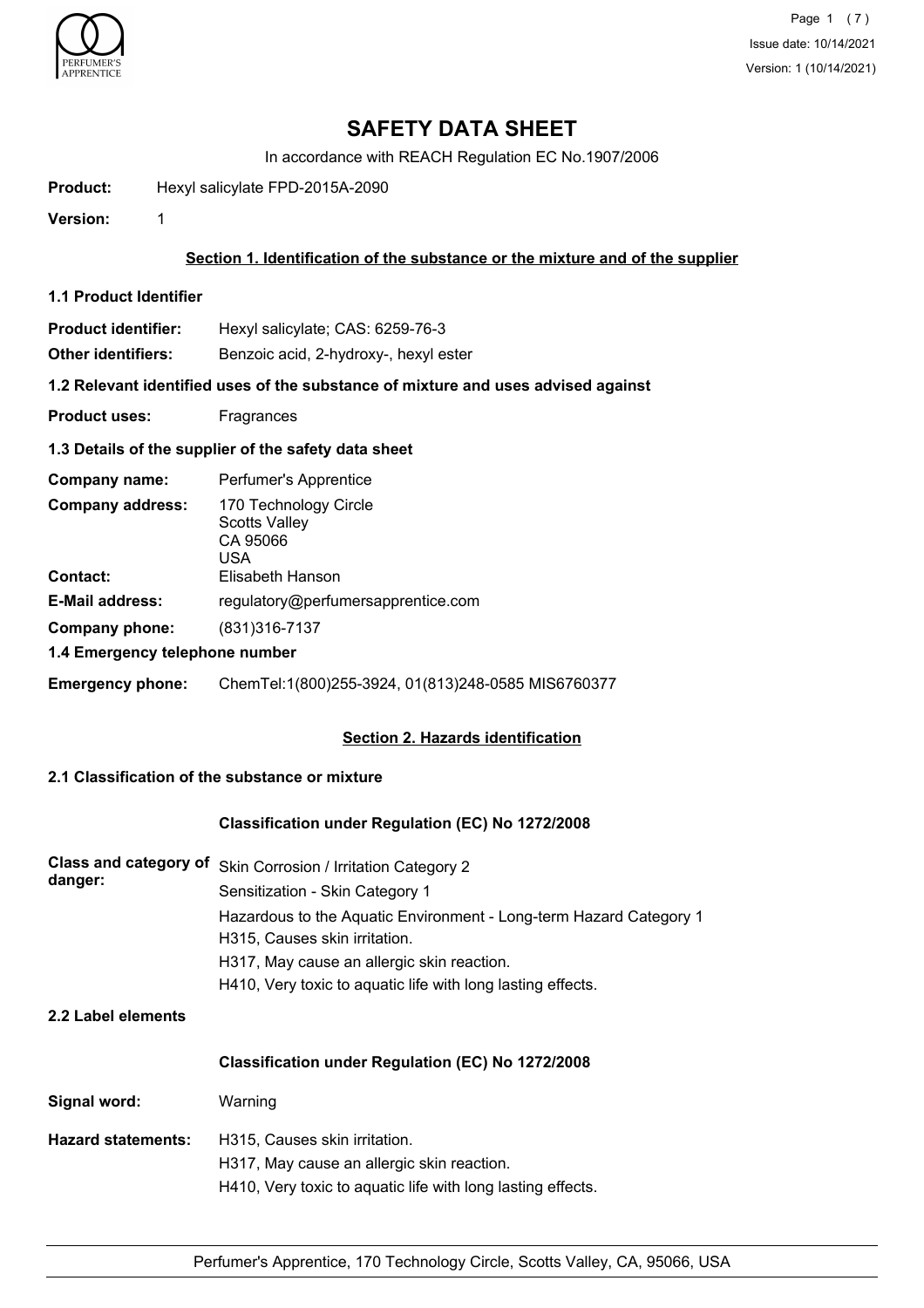# SAFETY DATA SHEET

In accordance with REACH Regulation EC No.1907/2006

**Product:** Hexyl salicylate FPD-2015A-2090

**Version:** 1

## Section 1. Identification of the substance or the mixture and of the supplier

### 1.1 Product Identifier

**Product identifier:** Hexyl salicylate; CAS: 6259-76-3

**Other identifiers:** Benzoic acid, 2-hydroxy-, hexyl ester

### 1.2 Relevant identified uses of the substance of mixture and uses advised against

**Product uses:** Fragrances

### 1.3 Details of the supplier of the safety data sheet

**Company name:** Perfumer's Apprentice

**Company address:** 170 Technology Circle
Scotts Valley
CA 95066
USA

**Contact:** Elisabeth Hanson

**E-Mail address:** regulatory@perfumersapprentice.com

**Company phone:** (831)316-7137

### 1.4 Emergency telephone number

**Emergency phone:** ChemTel:1(800)255-3924, 01(813)248-0585 MIS6760377

## Section 2. Hazards identification

### 2.1 Classification of the substance or mixture

**Classification under Regulation (EC) No 1272/2008**

**Class and category of danger:**
Skin Corrosion / Irritation Category 2
Sensitization - Skin Category 1
Hazardous to the Aquatic Environment - Long-term Hazard Category 1
H315, Causes skin irritation.
H317, May cause an allergic skin reaction.
H410, Very toxic to aquatic life with long lasting effects.

### 2.2 Label elements

**Classification under Regulation (EC) No 1272/2008**

**Signal word:** Warning

**Hazard statements:**
H315, Causes skin irritation.
H317, May cause an allergic skin reaction.
H410, Very toxic to aquatic life with long lasting effects.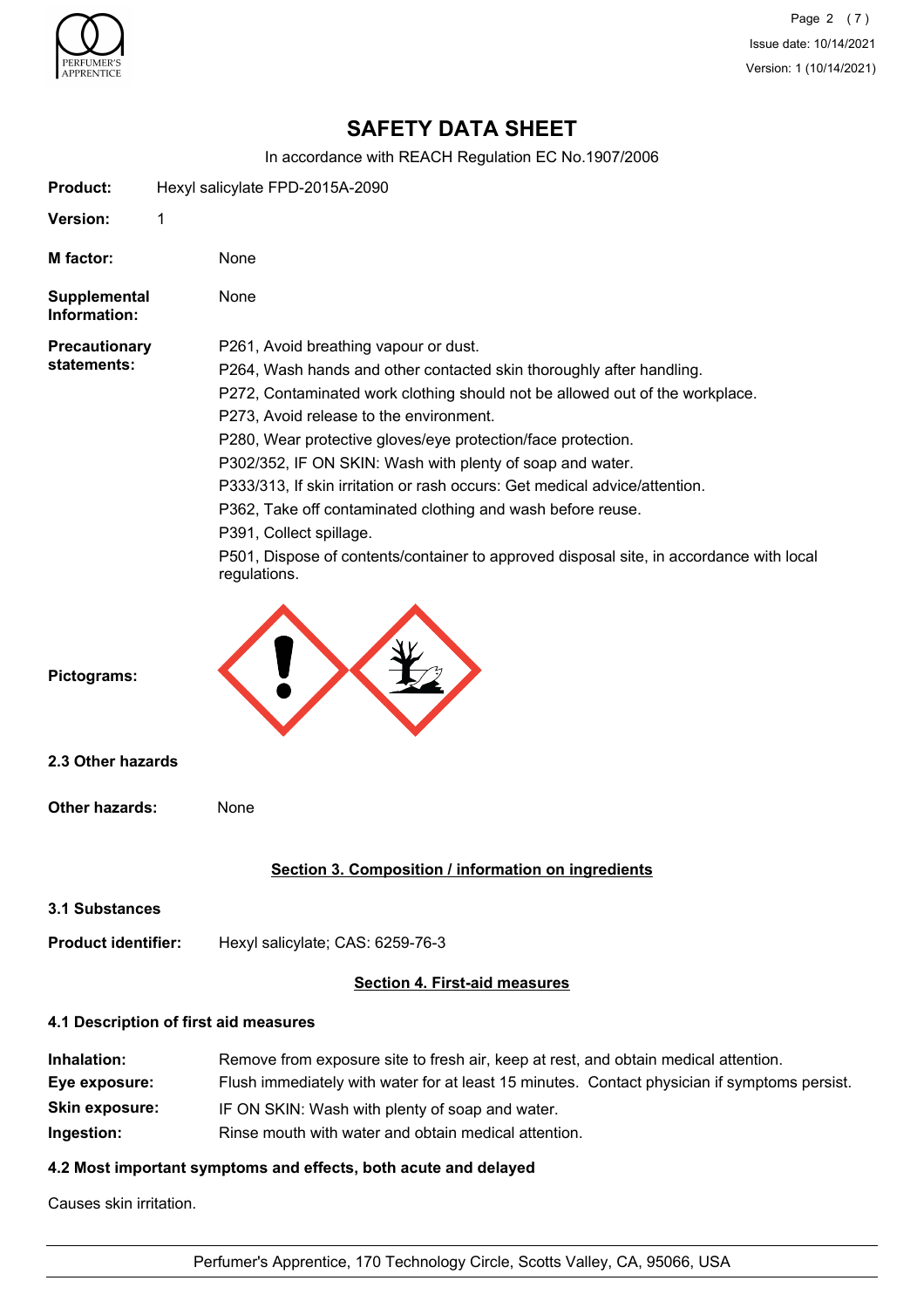# SAFETY DATA SHEET

In accordance with REACH Regulation EC No.1907/2006

**Product:** Hexyl salicylate FPD-2015A-2090

**Version:** 1

**M factor:** None

**Supplemental Information:** None

**Precautionary statements:**

P261, Avoid breathing vapour or dust.
P264, Wash hands and other contacted skin thoroughly after handling.
P272, Contaminated work clothing should not be allowed out of the workplace.
P273, Avoid release to the environment.
P280, Wear protective gloves/eye protection/face protection.
P302/352, IF ON SKIN: Wash with plenty of soap and water.
P333/313, If skin irritation or rash occurs: Get medical advice/attention.
P362, Take off contaminated clothing and wash before reuse.
P391, Collect spillage.
P501, Dispose of contents/container to approved disposal site, in accordance with local regulations.

**Pictograms:**

### 2.3 Other hazards

**Other hazards:** None

## Section 3. Composition / information on ingredients

### 3.1 Substances

**Product identifier:** Hexyl salicylate; CAS: 6259-76-3

## Section 4. First-aid measures

### 4.1 Description of first aid measures

**Inhalation:** Remove from exposure site to fresh air, keep at rest, and obtain medical attention.
**Eye exposure:** Flush immediately with water for at least 15 minutes. Contact physician if symptoms persist.
**Skin exposure:** IF ON SKIN: Wash with plenty of soap and water.
**Ingestion:** Rinse mouth with water and obtain medical attention.

### 4.2 Most important symptoms and effects, both acute and delayed

Causes skin irritation.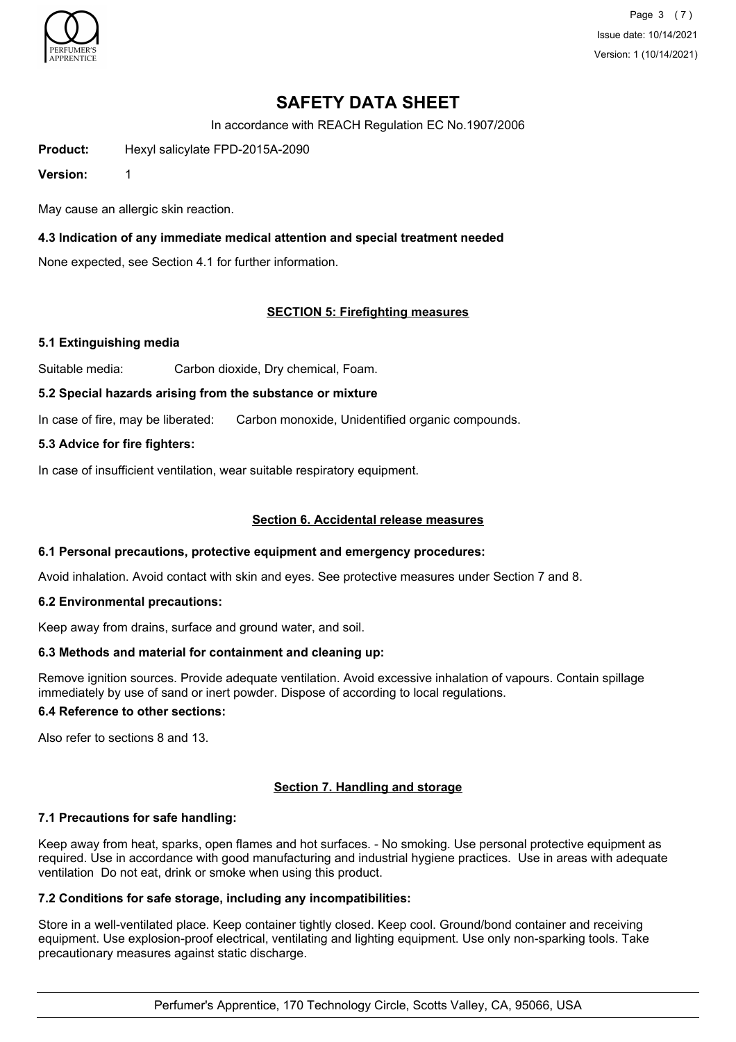# SAFETY DATA SHEET

In accordance with REACH Regulation EC No.1907/2006

**Product:** Hexyl salicylate FPD-2015A-2090

**Version:** 1

May cause an allergic skin reaction.

### 4.3 Indication of any immediate medical attention and special treatment needed

None expected, see Section 4.1 for further information.

## SECTION 5: Firefighting measures

### 5.1 Extinguishing media

Suitable media: Carbon dioxide, Dry chemical, Foam.

### 5.2 Special hazards arising from the substance or mixture

In case of fire, may be liberated: Carbon monoxide, Unidentified organic compounds.

### 5.3 Advice for fire fighters:

In case of insufficient ventilation, wear suitable respiratory equipment.

## Section 6. Accidental release measures

### 6.1 Personal precautions, protective equipment and emergency procedures:

Avoid inhalation. Avoid contact with skin and eyes. See protective measures under Section 7 and 8.

### 6.2 Environmental precautions:

Keep away from drains, surface and ground water, and soil.

### 6.3 Methods and material for containment and cleaning up:

Remove ignition sources. Provide adequate ventilation. Avoid excessive inhalation of vapours. Contain spillage immediately by use of sand or inert powder. Dispose of according to local regulations.

### 6.4 Reference to other sections:

Also refer to sections 8 and 13.

## Section 7. Handling and storage

### 7.1 Precautions for safe handling:

Keep away from heat, sparks, open flames and hot surfaces. - No smoking. Use personal protective equipment as required. Use in accordance with good manufacturing and industrial hygiene practices. Use in areas with adequate ventilation Do not eat, drink or smoke when using this product.

### 7.2 Conditions for safe storage, including any incompatibilities:

Store in a well-ventilated place. Keep container tightly closed. Keep cool. Ground/bond container and receiving equipment. Use explosion-proof electrical, ventilating and lighting equipment. Use only non-sparking tools. Take precautionary measures against static discharge.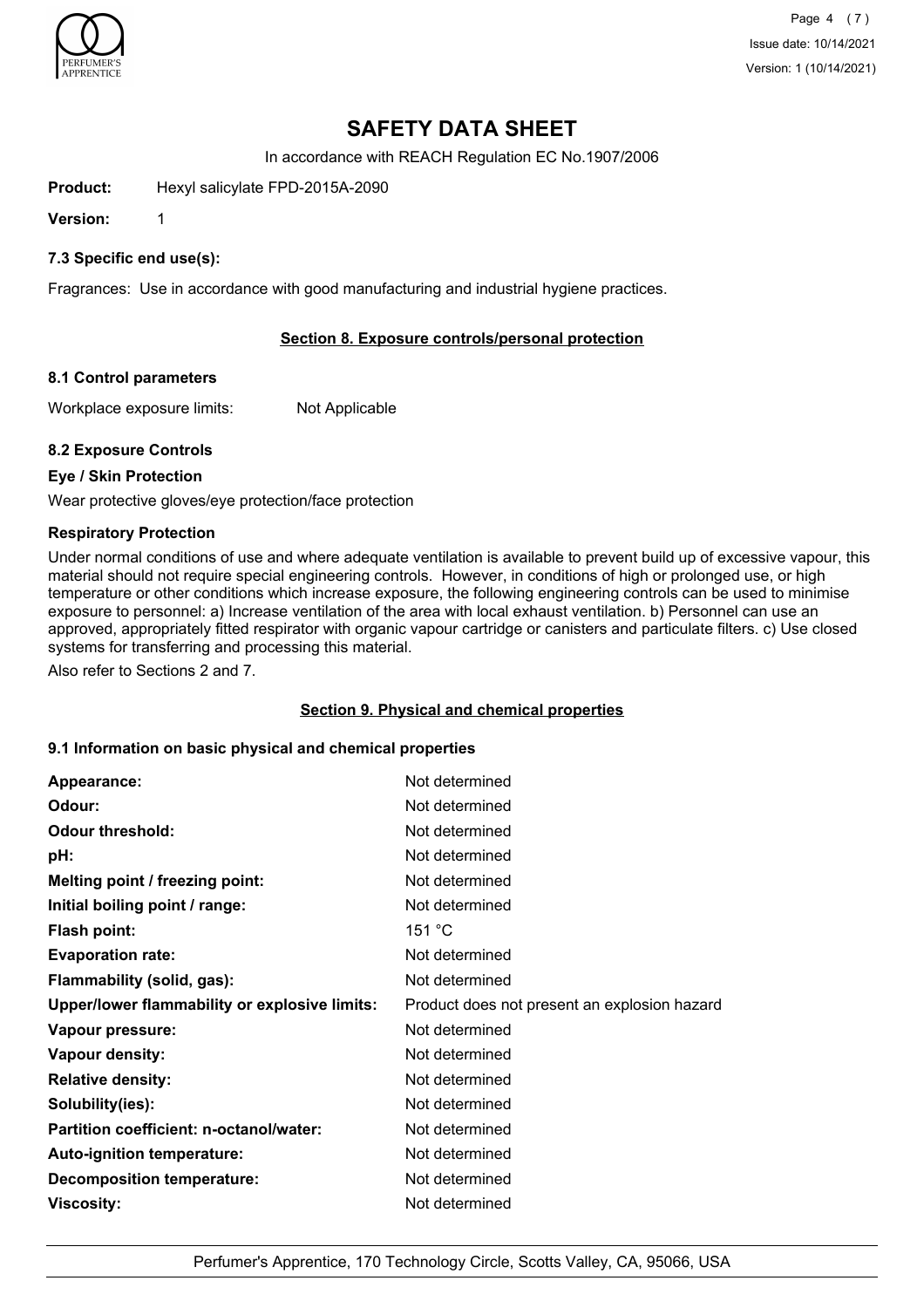# SAFETY DATA SHEET

In accordance with REACH Regulation EC No.1907/2006

**Product:** Hexyl salicylate FPD-2015A-2090

**Version:** 1

### 7.3 Specific end use(s):

Fragrances: Use in accordance with good manufacturing and industrial hygiene practices.

## Section 8. Exposure controls/personal protection

### 8.1 Control parameters

Workplace exposure limits: Not Applicable

### 8.2 Exposure Controls

**Eye / Skin Protection**

Wear protective gloves/eye protection/face protection

**Respiratory Protection**

Under normal conditions of use and where adequate ventilation is available to prevent build up of excessive vapour, this material should not require special engineering controls. However, in conditions of high or prolonged use, or high temperature or other conditions which increase exposure, the following engineering controls can be used to minimise exposure to personnel: a) Increase ventilation of the area with local exhaust ventilation. b) Personnel can use an approved, appropriately fitted respirator with organic vapour cartridge or canisters and particulate filters. c) Use closed systems for transferring and processing this material.

Also refer to Sections 2 and 7.

## Section 9. Physical and chemical properties

### 9.1 Information on basic physical and chemical properties

| Property | Value |
| --- | --- |
| **Appearance:** | Not determined |
| **Odour:** | Not determined |
| **Odour threshold:** | Not determined |
| **pH:** | Not determined |
| **Melting point / freezing point:** | Not determined |
| **Initial boiling point / range:** | Not determined |
| **Flash point:** | 151 °C |
| **Evaporation rate:** | Not determined |
| **Flammability (solid, gas):** | Not determined |
| **Upper/lower flammability or explosive limits:** | Product does not present an explosion hazard |
| **Vapour pressure:** | Not determined |
| **Vapour density:** | Not determined |
| **Relative density:** | Not determined |
| **Solubility(ies):** | Not determined |
| **Partition coefficient: n-octanol/water:** | Not determined |
| **Auto-ignition temperature:** | Not determined |
| **Decomposition temperature:** | Not determined |
| **Viscosity:** | Not determined |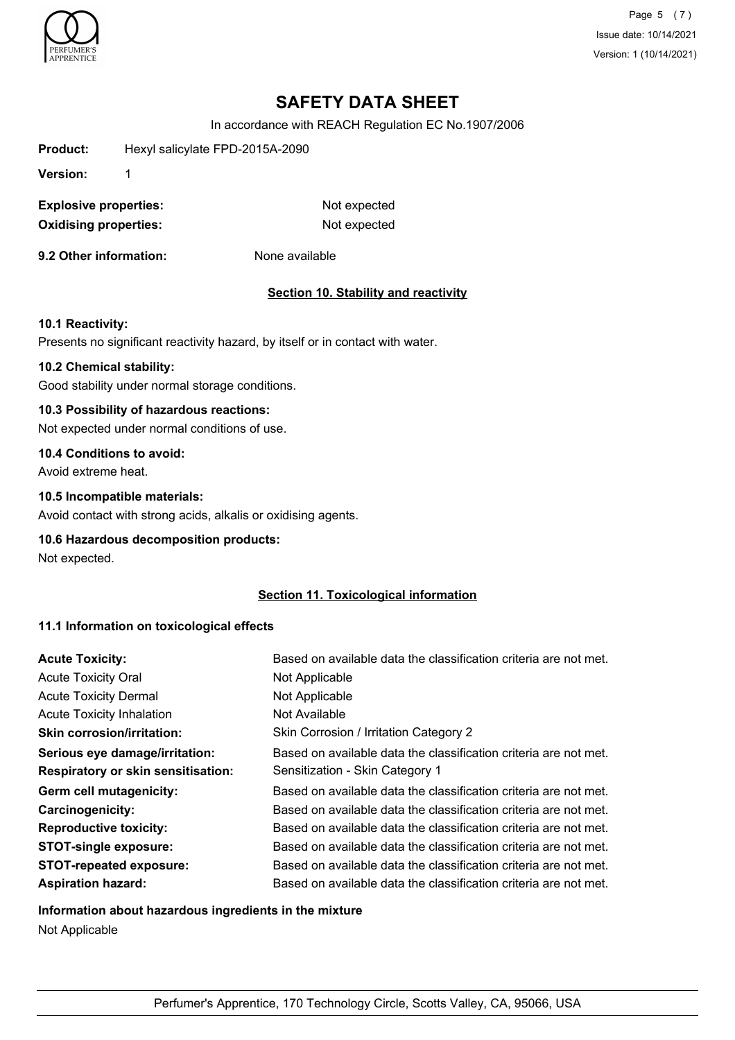# SAFETY DATA SHEET

In accordance with REACH Regulation EC No.1907/2006

**Product:** Hexyl salicylate FPD-2015A-2090

**Version:** 1

**Explosive properties:** Not expected

**Oxidising properties:** Not expected

**9.2 Other information:** None available

## Section 10. Stability and reactivity

**10.1 Reactivity:**

Presents no significant reactivity hazard, by itself or in contact with water.

**10.2 Chemical stability:**

Good stability under normal storage conditions.

**10.3 Possibility of hazardous reactions:**

Not expected under normal conditions of use.

**10.4 Conditions to avoid:**

Avoid extreme heat.

**10.5 Incompatible materials:**

Avoid contact with strong acids, alkalis or oxidising agents.

**10.6 Hazardous decomposition products:**

Not expected.

## Section 11. Toxicological information

**11.1 Information on toxicological effects**

| | |
|---|---|
| **Acute Toxicity:** | Based on available data the classification criteria are not met. |
| Acute Toxicity Oral | Not Applicable |
| Acute Toxicity Dermal | Not Applicable |
| Acute Toxicity Inhalation | Not Available |
| **Skin corrosion/irritation:** | Skin Corrosion / Irritation Category 2 |
| **Serious eye damage/irritation:** | Based on available data the classification criteria are not met. |
| **Respiratory or skin sensitisation:** | Sensitization - Skin Category 1 |
| **Germ cell mutagenicity:** | Based on available data the classification criteria are not met. |
| **Carcinogenicity:** | Based on available data the classification criteria are not met. |
| **Reproductive toxicity:** | Based on available data the classification criteria are not met. |
| **STOT-single exposure:** | Based on available data the classification criteria are not met. |
| **STOT-repeated exposure:** | Based on available data the classification criteria are not met. |
| **Aspiration hazard:** | Based on available data the classification criteria are not met. |

**Information about hazardous ingredients in the mixture**

Not Applicable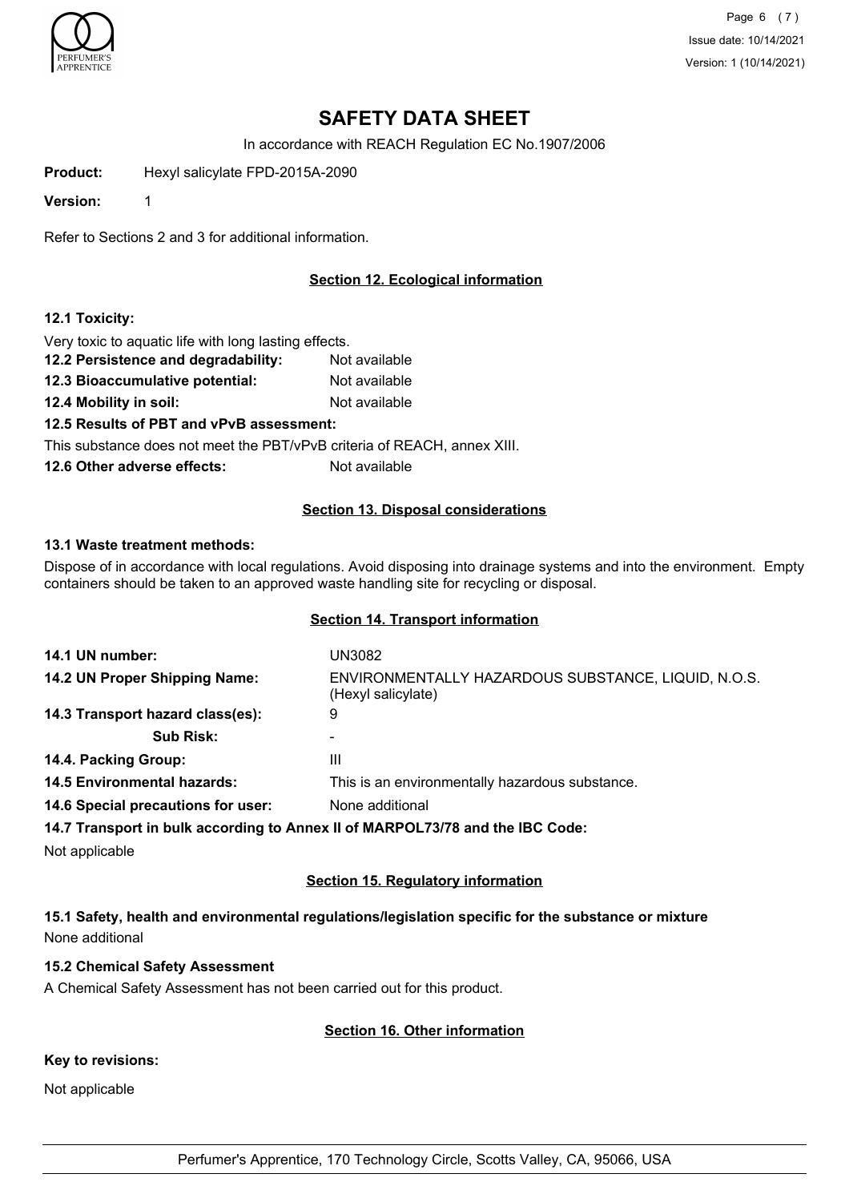# SAFETY DATA SHEET

In accordance with REACH Regulation EC No.1907/2006

**Product:** Hexyl salicylate FPD-2015A-2090

**Version:** 1

Refer to Sections 2 and 3 for additional information.

## Section 12. Ecological information

**12.1 Toxicity:**

Very toxic to aquatic life with long lasting effects.

**12.2 Persistence and degradability:** Not available

**12.3 Bioaccumulative potential:** Not available

**12.4 Mobility in soil:** Not available

**12.5 Results of PBT and vPvB assessment:**

This substance does not meet the PBT/vPvB criteria of REACH, annex XIII.

**12.6 Other adverse effects:** Not available

## Section 13. Disposal considerations

**13.1 Waste treatment methods:**

Dispose of in accordance with local regulations. Avoid disposing into drainage systems and into the environment. Empty containers should be taken to an approved waste handling site for recycling or disposal.

## Section 14. Transport information

**14.1 UN number:** UN3082

**14.2 UN Proper Shipping Name:** ENVIRONMENTALLY HAZARDOUS SUBSTANCE, LIQUID, N.O.S. (Hexyl salicylate)

**14.3 Transport hazard class(es):** 9

**Sub Risk:** -

**14.4. Packing Group:** III

**14.5 Environmental hazards:** This is an environmentally hazardous substance.

**14.6 Special precautions for user:** None additional

**14.7 Transport in bulk according to Annex II of MARPOL73/78 and the IBC Code:**

Not applicable

## Section 15. Regulatory information

**15.1 Safety, health and environmental regulations/legislation specific for the substance or mixture**

None additional

**15.2 Chemical Safety Assessment**

A Chemical Safety Assessment has not been carried out for this product.

## Section 16. Other information

**Key to revisions:**

Not applicable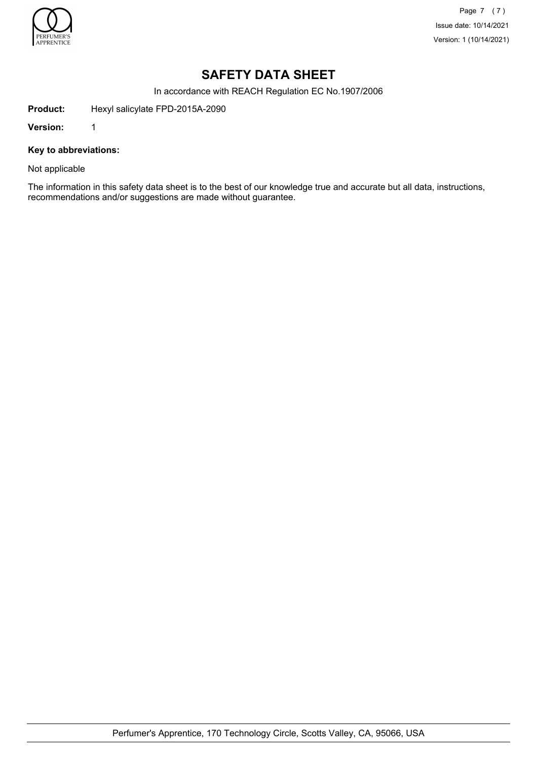# SAFETY DATA SHEET

In accordance with REACH Regulation EC No.1907/2006

**Product:** Hexyl salicylate FPD-2015A-2090

**Version:** 1

**Key to abbreviations:**

Not applicable

The information in this safety data sheet is to the best of our knowledge true and accurate but all data, instructions, recommendations and/or suggestions are made without guarantee.